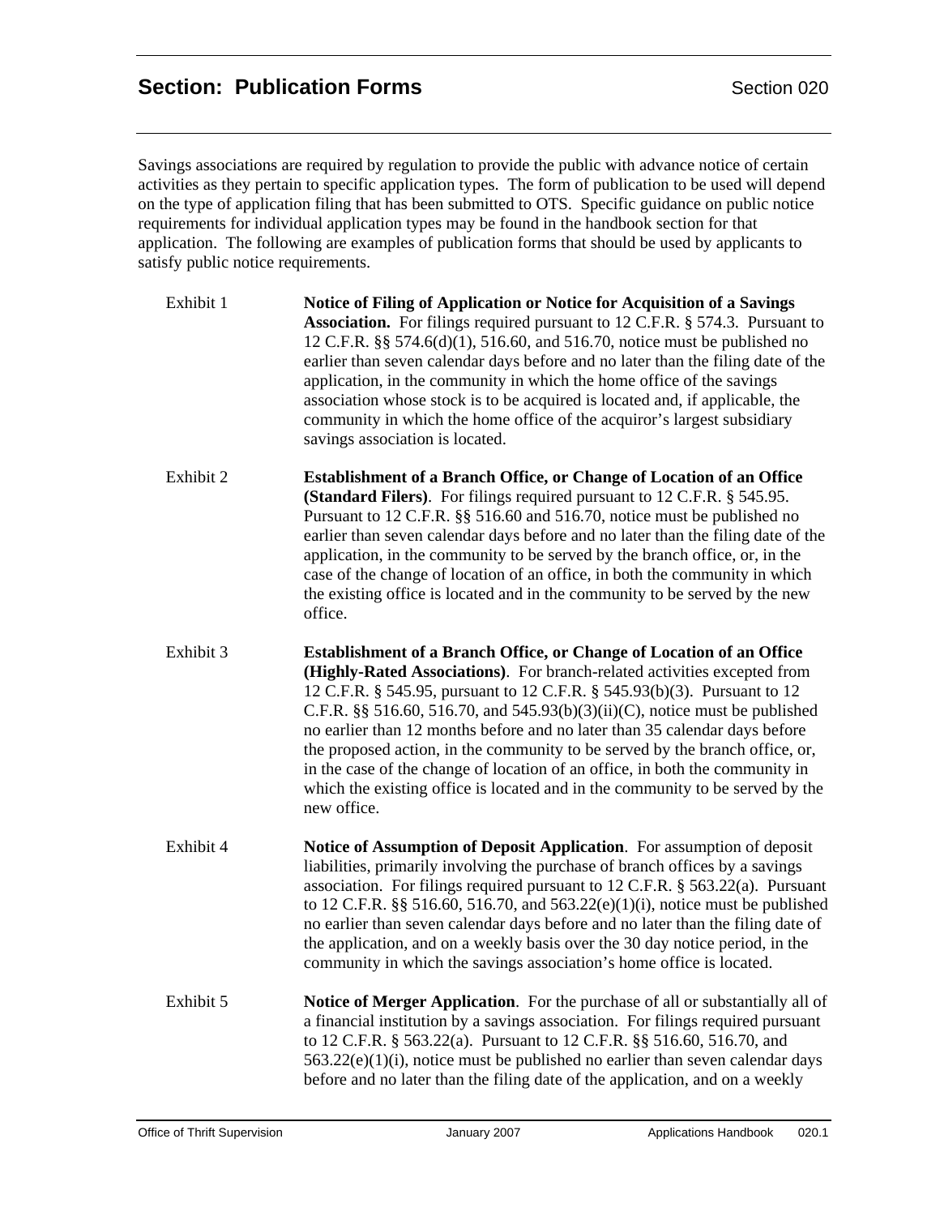## Section: Publication Forms

Section 020

Savings associations are required by regulation to provide the public with advance notice of certain activities as they pertain to specific application types. The form of publication to be used will depend on the type of application filing that has been submitted to OTS. Specific guidance on public notice requirements for individual application types may be found in the handbook section for that application. The following are examples of publication forms that should be used by applicants to satisfy public notice requirements.

Exhibit 1 — **Notice of Filing of Application or Notice for Acquisition of a Savings Association.** For filings required pursuant to 12 C.F.R. § 574.3. Pursuant to 12 C.F.R. §§ 574.6(d)(1), 516.60, and 516.70, notice must be published no earlier than seven calendar days before and no later than the filing date of the application, in the community in which the home office of the savings association whose stock is to be acquired is located and, if applicable, the community in which the home office of the acquiror's largest subsidiary savings association is located.

Exhibit 2 — **Establishment of a Branch Office, or Change of Location of an Office (Standard Filers)**. For filings required pursuant to 12 C.F.R. § 545.95. Pursuant to 12 C.F.R. §§ 516.60 and 516.70, notice must be published no earlier than seven calendar days before and no later than the filing date of the application, in the community to be served by the branch office, or, in the case of the change of location of an office, in both the community in which the existing office is located and in the community to be served by the new office.

Exhibit 3 — **Establishment of a Branch Office, or Change of Location of an Office (Highly-Rated Associations)**. For branch-related activities excepted from 12 C.F.R. § 545.95, pursuant to 12 C.F.R. § 545.93(b)(3). Pursuant to 12 C.F.R. §§ 516.60, 516.70, and 545.93(b)(3)(ii)(C), notice must be published no earlier than 12 months before and no later than 35 calendar days before the proposed action, in the community to be served by the branch office, or, in the case of the change of location of an office, in both the community in which the existing office is located and in the community to be served by the new office.

Exhibit 4 — **Notice of Assumption of Deposit Application**. For assumption of deposit liabilities, primarily involving the purchase of branch offices by a savings association. For filings required pursuant to 12 C.F.R. § 563.22(a). Pursuant to 12 C.F.R. §§ 516.60, 516.70, and 563.22(e)(1)(i), notice must be published no earlier than seven calendar days before and no later than the filing date of the application, and on a weekly basis over the 30 day notice period, in the community in which the savings association's home office is located.

Exhibit 5 — **Notice of Merger Application**. For the purchase of all or substantially all of a financial institution by a savings association. For filings required pursuant to 12 C.F.R. § 563.22(a). Pursuant to 12 C.F.R. §§ 516.60, 516.70, and 563.22(e)(1)(i), notice must be published no earlier than seven calendar days before and no later than the filing date of the application, and on a weekly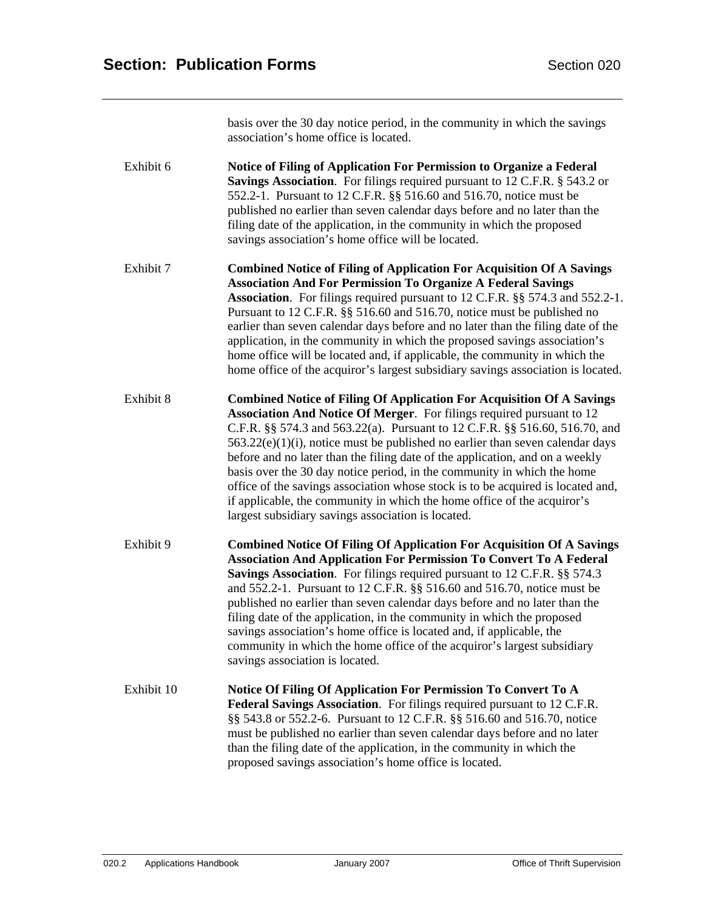basis over the 30 day notice period, in the community in which the savings association's home office is located.

Exhibit 6 **Notice of Filing of Application For Permission to Organize a Federal Savings Association**. For filings required pursuant to 12 C.F.R. § 543.2 or 552.2-1. Pursuant to 12 C.F.R. §§ 516.60 and 516.70, notice must be published no earlier than seven calendar days before and no later than the filing date of the application, in the community in which the proposed savings association's home office will be located.

Exhibit 7 **Combined Notice of Filing of Application For Acquisition Of A Savings Association And For Permission To Organize A Federal Savings Association**. For filings required pursuant to 12 C.F.R. §§ 574.3 and 552.2-1. Pursuant to 12 C.F.R. §§ 516.60 and 516.70, notice must be published no earlier than seven calendar days before and no later than the filing date of the application, in the community in which the proposed savings association's home office will be located and, if applicable, the community in which the home office of the acquiror's largest subsidiary savings association is located.

Exhibit 8 **Combined Notice of Filing Of Application For Acquisition Of A Savings Association And Notice Of Merger**. For filings required pursuant to 12 C.F.R. §§ 574.3 and 563.22(a). Pursuant to 12 C.F.R. §§ 516.60, 516.70, and 563.22(e)(1)(i), notice must be published no earlier than seven calendar days before and no later than the filing date of the application, and on a weekly basis over the 30 day notice period, in the community in which the home office of the savings association whose stock is to be acquired is located and, if applicable, the community in which the home office of the acquiror's largest subsidiary savings association is located.

Exhibit 9 **Combined Notice Of Filing Of Application For Acquisition Of A Savings Association And Application For Permission To Convert To A Federal Savings Association**. For filings required pursuant to 12 C.F.R. §§ 574.3 and 552.2-1. Pursuant to 12 C.F.R. §§ 516.60 and 516.70, notice must be published no earlier than seven calendar days before and no later than the filing date of the application, in the community in which the proposed savings association's home office is located and, if applicable, the community in which the home office of the acquiror's largest subsidiary savings association is located.

Exhibit 10 **Notice Of Filing Of Application For Permission To Convert To A Federal Savings Association**. For filings required pursuant to 12 C.F.R. §§ 543.8 or 552.2-6. Pursuant to 12 C.F.R. §§ 516.60 and 516.70, notice must be published no earlier than seven calendar days before and no later than the filing date of the application, in the community in which the proposed savings association's home office is located.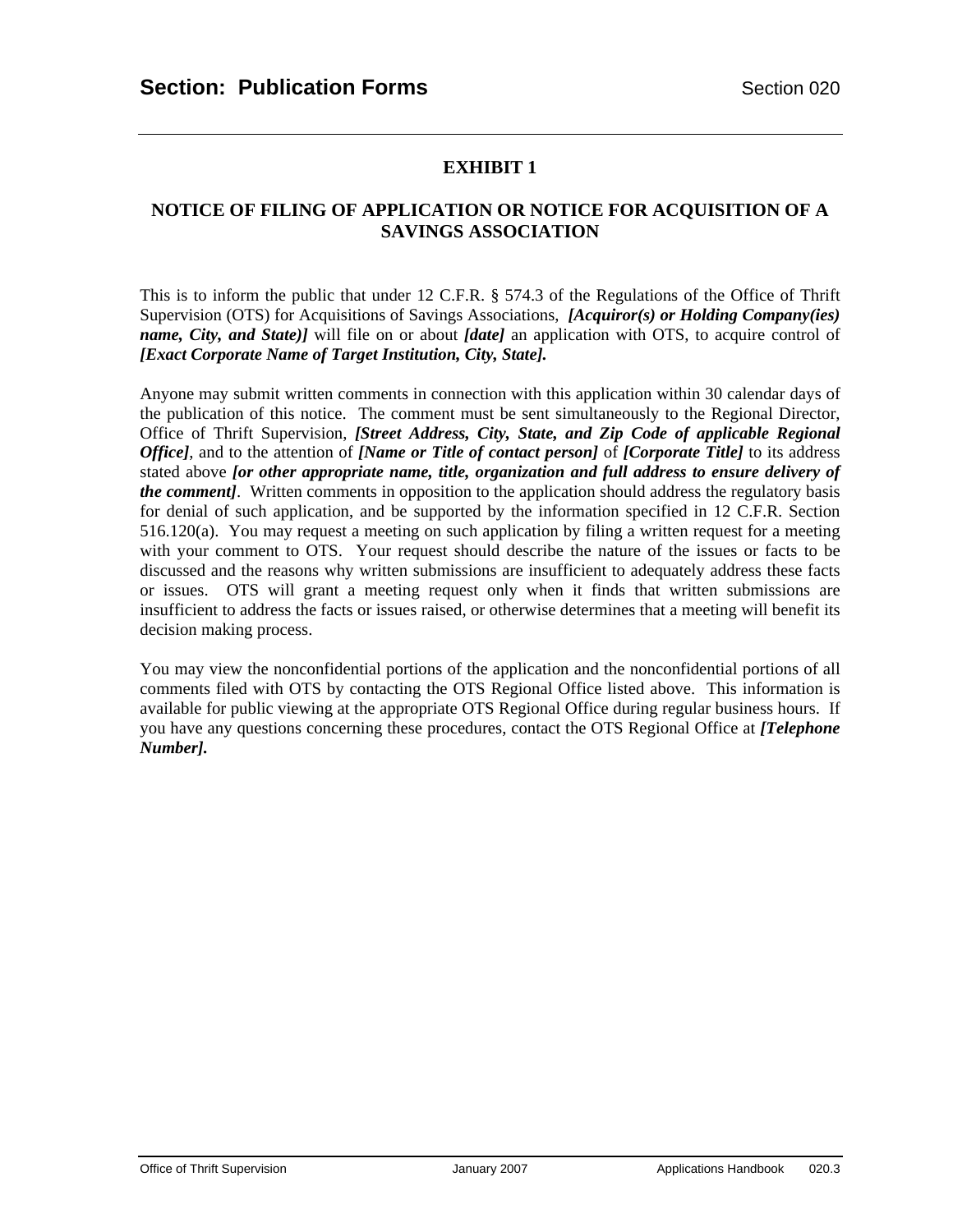## EXHIBIT 1

## NOTICE OF FILING OF APPLICATION OR NOTICE FOR ACQUISITION OF A SAVINGS ASSOCIATION

This is to inform the public that under 12 C.F.R. § 574.3 of the Regulations of the Office of Thrift Supervision (OTS) for Acquisitions of Savings Associations, ***[Acquiror(s) or Holding Company(ies) name, City, and State)]*** will file on or about ***[date]*** an application with OTS, to acquire control of ***[Exact Corporate Name of Target Institution, City, State].***

Anyone may submit written comments in connection with this application within 30 calendar days of the publication of this notice. The comment must be sent simultaneously to the Regional Director, Office of Thrift Supervision, ***[Street Address, City, State, and Zip Code of applicable Regional Office]***, and to the attention of ***[Name or Title of contact person]*** of ***[Corporate Title]*** to its address stated above ***[or other appropriate name, title, organization and full address to ensure delivery of the comment]***. Written comments in opposition to the application should address the regulatory basis for denial of such application, and be supported by the information specified in 12 C.F.R. Section 516.120(a). You may request a meeting on such application by filing a written request for a meeting with your comment to OTS. Your request should describe the nature of the issues or facts to be discussed and the reasons why written submissions are insufficient to adequately address these facts or issues. OTS will grant a meeting request only when it finds that written submissions are insufficient to address the facts or issues raised, or otherwise determines that a meeting will benefit its decision making process.

You may view the nonconfidential portions of the application and the nonconfidential portions of all comments filed with OTS by contacting the OTS Regional Office listed above. This information is available for public viewing at the appropriate OTS Regional Office during regular business hours. If you have any questions concerning these procedures, contact the OTS Regional Office at ***[Telephone Number].***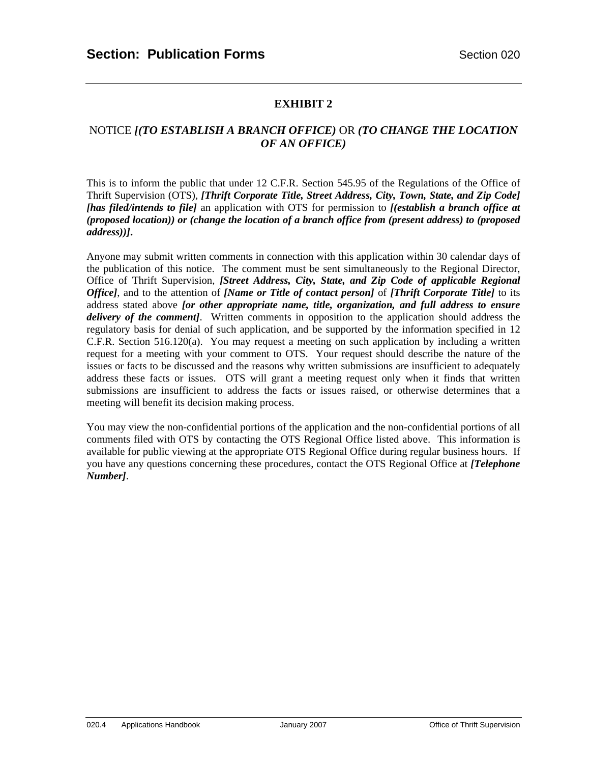## EXHIBIT 2

NOTICE ***[(TO ESTABLISH A BRANCH OFFICE)*** OR ***(TO CHANGE THE LOCATION OF AN OFFICE)***

This is to inform the public that under 12 C.F.R. Section 545.95 of the Regulations of the Office of Thrift Supervision (OTS), ***[Thrift Corporate Title, Street Address, City, Town, State, and Zip Code] [has filed/intends to file]*** an application with OTS for permission to ***[(establish a branch office at (proposed location)) or (change the location of a branch office from (present address) to (proposed address))].***

Anyone may submit written comments in connection with this application within 30 calendar days of the publication of this notice. The comment must be sent simultaneously to the Regional Director, Office of Thrift Supervision, ***[Street Address, City, State, and Zip Code of applicable Regional Office]***, and to the attention of ***[Name or Title of contact person]*** of ***[Thrift Corporate Title]*** to its address stated above ***[or other appropriate name, title, organization, and full address to ensure delivery of the comment]***. Written comments in opposition to the application should address the regulatory basis for denial of such application, and be supported by the information specified in 12 C.F.R. Section 516.120(a). You may request a meeting on such application by including a written request for a meeting with your comment to OTS. Your request should describe the nature of the issues or facts to be discussed and the reasons why written submissions are insufficient to adequately address these facts or issues. OTS will grant a meeting request only when it finds that written submissions are insufficient to address the facts or issues raised, or otherwise determines that a meeting will benefit its decision making process.

You may view the non-confidential portions of the application and the non-confidential portions of all comments filed with OTS by contacting the OTS Regional Office listed above. This information is available for public viewing at the appropriate OTS Regional Office during regular business hours. If you have any questions concerning these procedures, contact the OTS Regional Office at ***[Telephone Number]***.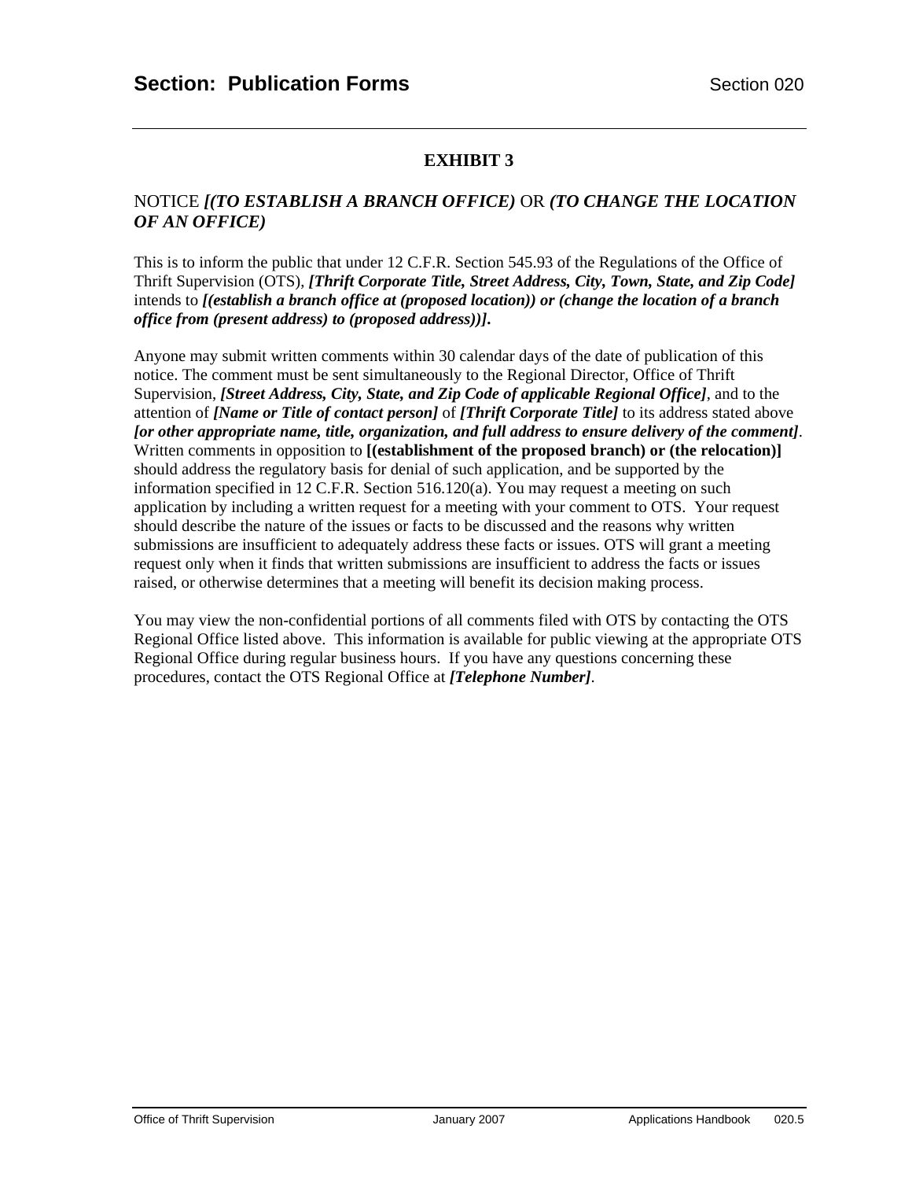## EXHIBIT 3

NOTICE ***[(TO ESTABLISH A BRANCH OFFICE)*** OR ***(TO CHANGE THE LOCATION OF AN OFFICE)***

This is to inform the public that under 12 C.F.R. Section 545.93 of the Regulations of the Office of Thrift Supervision (OTS), ***[Thrift Corporate Title, Street Address, City, Town, State, and Zip Code]*** intends to ***[(establish a branch office at (proposed location)) or (change the location of a branch office from (present address) to (proposed address))].***

Anyone may submit written comments within 30 calendar days of the date of publication of this notice. The comment must be sent simultaneously to the Regional Director, Office of Thrift Supervision, ***[Street Address, City, State, and Zip Code of applicable Regional Office]***, and to the attention of ***[Name or Title of contact person]*** of ***[Thrift Corporate Title]*** to its address stated above ***[or other appropriate name, title, organization, and full address to ensure delivery of the comment]***. Written comments in opposition to **[(establishment of the proposed branch) or (the relocation)]** should address the regulatory basis for denial of such application, and be supported by the information specified in 12 C.F.R. Section 516.120(a). You may request a meeting on such application by including a written request for a meeting with your comment to OTS. Your request should describe the nature of the issues or facts to be discussed and the reasons why written submissions are insufficient to adequately address these facts or issues. OTS will grant a meeting request only when it finds that written submissions are insufficient to address the facts or issues raised, or otherwise determines that a meeting will benefit its decision making process.

You may view the non-confidential portions of all comments filed with OTS by contacting the OTS Regional Office listed above. This information is available for public viewing at the appropriate OTS Regional Office during regular business hours. If you have any questions concerning these procedures, contact the OTS Regional Office at ***[Telephone Number]***.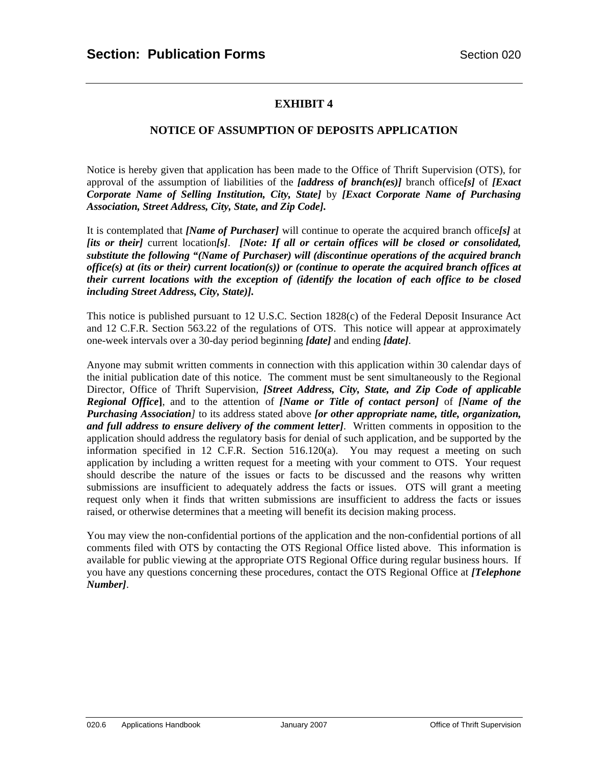## EXHIBIT 4

## NOTICE OF ASSUMPTION OF DEPOSITS APPLICATION

Notice is hereby given that application has been made to the Office of Thrift Supervision (OTS), for approval of the assumption of liabilities of the ***[address of branch(es)]*** branch office***[s]*** of ***[Exact Corporate Name of Selling Institution, City, State]*** by ***[Exact Corporate Name of Purchasing Association, Street Address, City, State, and Zip Code].***

It is contemplated that ***[Name of Purchaser]*** will continue to operate the acquired branch office***[s]*** at ***[its or their]*** current location***[s]***. ***[Note: If all or certain offices will be closed or consolidated, substitute the following "(Name of Purchaser) will (discontinue operations of the acquired branch office(s) at (its or their) current location(s)) or (continue to operate the acquired branch offices at their current locations with the exception of (identify the location of each office to be closed including Street Address, City, State)].***

This notice is published pursuant to 12 U.S.C. Section 1828(c) of the Federal Deposit Insurance Act and 12 C.F.R. Section 563.22 of the regulations of OTS. This notice will appear at approximately one-week intervals over a 30-day period beginning ***[date]*** and ending ***[date]***.

Anyone may submit written comments in connection with this application within 30 calendar days of the initial publication date of this notice. The comment must be sent simultaneously to the Regional Director, Office of Thrift Supervision, ***[Street Address, City, State, and Zip Code of applicable Regional Office]***, and to the attention of ***[Name or Title of contact person]*** of ***[Name of the Purchasing Association]*** to its address stated above ***[or other appropriate name, title, organization, and full address to ensure delivery of the comment letter]***. Written comments in opposition to the application should address the regulatory basis for denial of such application, and be supported by the information specified in 12 C.F.R. Section 516.120(a). You may request a meeting on such application by including a written request for a meeting with your comment to OTS. Your request should describe the nature of the issues or facts to be discussed and the reasons why written submissions are insufficient to adequately address the facts or issues. OTS will grant a meeting request only when it finds that written submissions are insufficient to address the facts or issues raised, or otherwise determines that a meeting will benefit its decision making process.

You may view the non-confidential portions of the application and the non-confidential portions of all comments filed with OTS by contacting the OTS Regional Office listed above. This information is available for public viewing at the appropriate OTS Regional Office during regular business hours. If you have any questions concerning these procedures, contact the OTS Regional Office at ***[Telephone Number]***.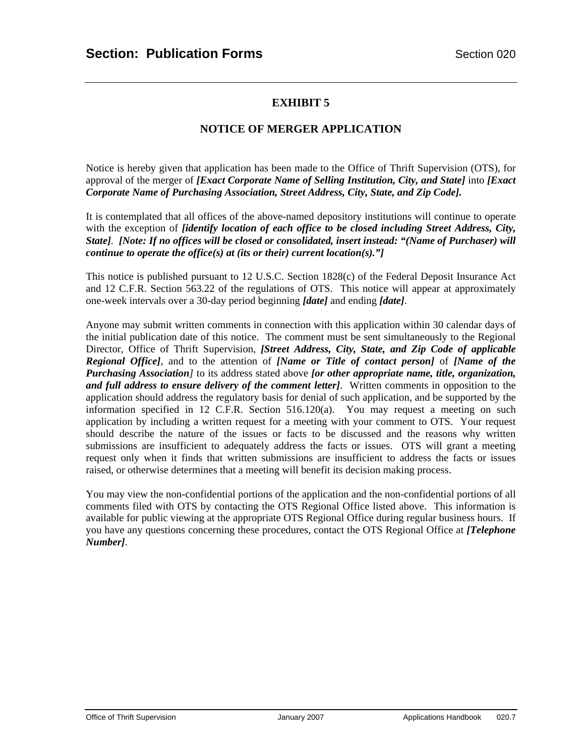## EXHIBIT 5

## NOTICE OF MERGER APPLICATION

Notice is hereby given that application has been made to the Office of Thrift Supervision (OTS), for approval of the merger of ***[Exact Corporate Name of Selling Institution, City, and State]*** into ***[Exact Corporate Name of Purchasing Association, Street Address, City, State, and Zip Code].***

It is contemplated that all offices of the above-named depository institutions will continue to operate with the exception of ***[identify location of each office to be closed including Street Address, City, State]***. ***[Note: If no offices will be closed or consolidated, insert instead: "(Name of Purchaser) will continue to operate the office(s) at (its or their) current location(s)."]***

This notice is published pursuant to 12 U.S.C. Section 1828(c) of the Federal Deposit Insurance Act and 12 C.F.R. Section 563.22 of the regulations of OTS. This notice will appear at approximately one-week intervals over a 30-day period beginning ***[date]*** and ending ***[date]***.

Anyone may submit written comments in connection with this application within 30 calendar days of the initial publication date of this notice. The comment must be sent simultaneously to the Regional Director, Office of Thrift Supervision, ***[Street Address, City, State, and Zip Code of applicable Regional Office]***, and to the attention of ***[Name or Title of contact person]*** of ***[Name of the Purchasing Association]*** to its address stated above ***[or other appropriate name, title, organization, and full address to ensure delivery of the comment letter]***. Written comments in opposition to the application should address the regulatory basis for denial of such application, and be supported by the information specified in 12 C.F.R. Section 516.120(a). You may request a meeting on such application by including a written request for a meeting with your comment to OTS. Your request should describe the nature of the issues or facts to be discussed and the reasons why written submissions are insufficient to adequately address the facts or issues. OTS will grant a meeting request only when it finds that written submissions are insufficient to address the facts or issues raised, or otherwise determines that a meeting will benefit its decision making process.

You may view the non-confidential portions of the application and the non-confidential portions of all comments filed with OTS by contacting the OTS Regional Office listed above. This information is available for public viewing at the appropriate OTS Regional Office during regular business hours. If you have any questions concerning these procedures, contact the OTS Regional Office at ***[Telephone Number]***.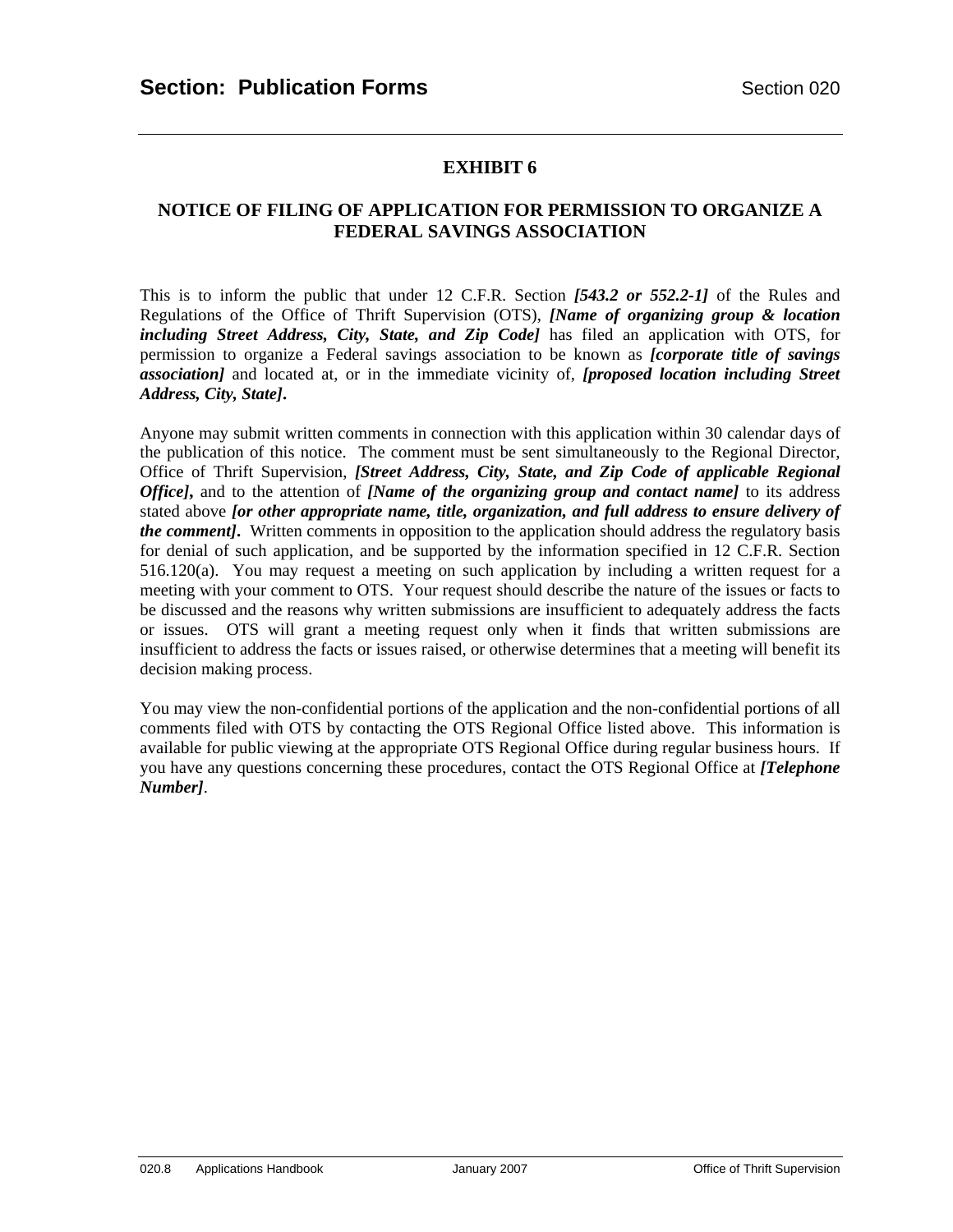# EXHIBIT 6

## NOTICE OF FILING OF APPLICATION FOR PERMISSION TO ORGANIZE A FEDERAL SAVINGS ASSOCIATION

This is to inform the public that under 12 C.F.R. Section ***[543.2 or 552.2-1]*** of the Rules and Regulations of the Office of Thrift Supervision (OTS), ***[Name of organizing group & location including Street Address, City, State, and Zip Code]*** has filed an application with OTS, for permission to organize a Federal savings association to be known as ***[corporate title of savings association]*** and located at, or in the immediate vicinity of, ***[proposed location including Street Address, City, State]*.**

Anyone may submit written comments in connection with this application within 30 calendar days of the publication of this notice. The comment must be sent simultaneously to the Regional Director, Office of Thrift Supervision, ***[Street Address, City, State, and Zip Code of applicable Regional Office]*,** and to the attention of ***[Name of the organizing group and contact name]*** to its address stated above ***[or other appropriate name, title, organization, and full address to ensure delivery of the comment]*.** Written comments in opposition to the application should address the regulatory basis for denial of such application, and be supported by the information specified in 12 C.F.R. Section 516.120(a). You may request a meeting on such application by including a written request for a meeting with your comment to OTS. Your request should describe the nature of the issues or facts to be discussed and the reasons why written submissions are insufficient to adequately address the facts or issues. OTS will grant a meeting request only when it finds that written submissions are insufficient to address the facts or issues raised, or otherwise determines that a meeting will benefit its decision making process.

You may view the non-confidential portions of the application and the non-confidential portions of all comments filed with OTS by contacting the OTS Regional Office listed above. This information is available for public viewing at the appropriate OTS Regional Office during regular business hours. If you have any questions concerning these procedures, contact the OTS Regional Office at ***[Telephone Number]***.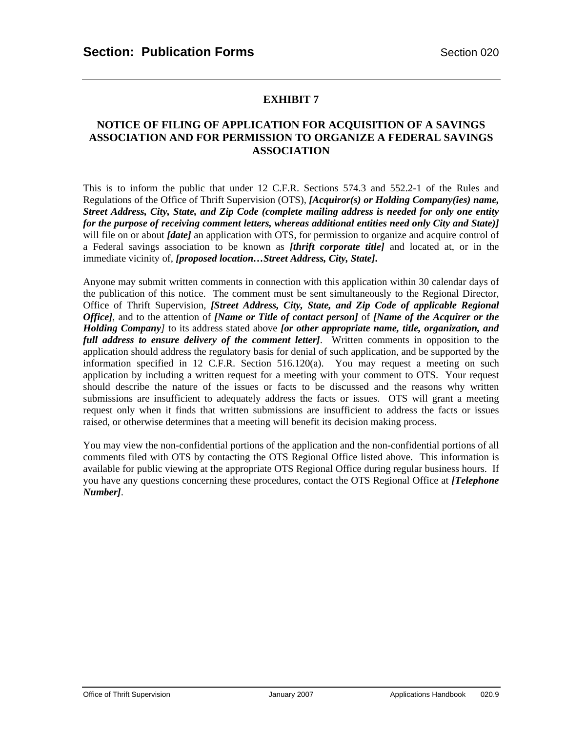## EXHIBIT 7

## NOTICE OF FILING OF APPLICATION FOR ACQUISITION OF A SAVINGS ASSOCIATION AND FOR PERMISSION TO ORGANIZE A FEDERAL SAVINGS ASSOCIATION

This is to inform the public that under 12 C.F.R. Sections 574.3 and 552.2-1 of the Rules and Regulations of the Office of Thrift Supervision (OTS), ***[Acquiror(s) or Holding Company(ies) name, Street Address, City, State, and Zip Code (complete mailing address is needed for only one entity for the purpose of receiving comment letters, whereas additional entities need only City and State)]*** will file on or about ***[date]*** an application with OTS, for permission to organize and acquire control of a Federal savings association to be known as ***[thrift corporate title]*** and located at, or in the immediate vicinity of, ***[proposed location…Street Address, City, State].***

Anyone may submit written comments in connection with this application within 30 calendar days of the publication of this notice. The comment must be sent simultaneously to the Regional Director, Office of Thrift Supervision, ***[Street Address, City, State, and Zip Code of applicable Regional Office]***, and to the attention of ***[Name or Title of contact person]*** of ***[Name of the Acquirer or the Holding Company]*** to its address stated above ***[or other appropriate name, title, organization, and full address to ensure delivery of the comment letter]***. Written comments in opposition to the application should address the regulatory basis for denial of such application, and be supported by the information specified in 12 C.F.R. Section 516.120(a). You may request a meeting on such application by including a written request for a meeting with your comment to OTS. Your request should describe the nature of the issues or facts to be discussed and the reasons why written submissions are insufficient to adequately address the facts or issues. OTS will grant a meeting request only when it finds that written submissions are insufficient to address the facts or issues raised, or otherwise determines that a meeting will benefit its decision making process.

You may view the non-confidential portions of the application and the non-confidential portions of all comments filed with OTS by contacting the OTS Regional Office listed above. This information is available for public viewing at the appropriate OTS Regional Office during regular business hours. If you have any questions concerning these procedures, contact the OTS Regional Office at ***[Telephone Number]***.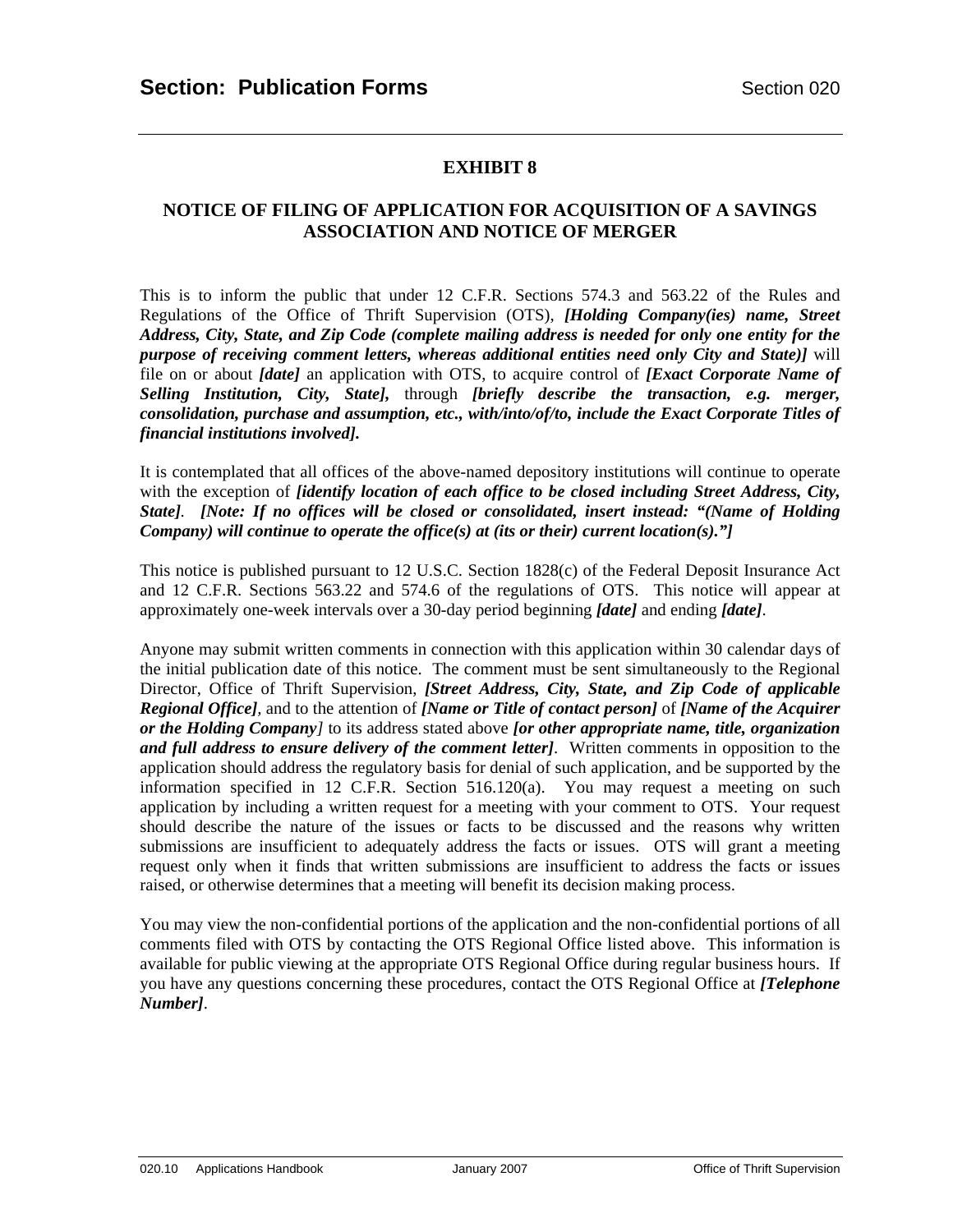## EXHIBIT 8

## NOTICE OF FILING OF APPLICATION FOR ACQUISITION OF A SAVINGS ASSOCIATION AND NOTICE OF MERGER

This is to inform the public that under 12 C.F.R. Sections 574.3 and 563.22 of the Rules and Regulations of the Office of Thrift Supervision (OTS), ***[Holding Company(ies) name, Street Address, City, State, and Zip Code (complete mailing address is needed for only one entity for the purpose of receiving comment letters, whereas additional entities need only City and State)]*** will file on or about ***[date]*** an application with OTS, to acquire control of ***[Exact Corporate Name of Selling Institution, City, State],*** through ***[briefly describe the transaction, e.g. merger, consolidation, purchase and assumption, etc., with/into/of/to, include the Exact Corporate Titles of financial institutions involved].***

It is contemplated that all offices of the above-named depository institutions will continue to operate with the exception of ***[identify location of each office to be closed including Street Address, City, State]***. ***[Note: If no offices will be closed or consolidated, insert instead: "(Name of Holding Company) will continue to operate the office(s) at (its or their) current location(s)."]***

This notice is published pursuant to 12 U.S.C. Section 1828(c) of the Federal Deposit Insurance Act and 12 C.F.R. Sections 563.22 and 574.6 of the regulations of OTS. This notice will appear at approximately one-week intervals over a 30-day period beginning ***[date]*** and ending ***[date]***.

Anyone may submit written comments in connection with this application within 30 calendar days of the initial publication date of this notice. The comment must be sent simultaneously to the Regional Director, Office of Thrift Supervision, ***[Street Address, City, State, and Zip Code of applicable Regional Office]***, and to the attention of ***[Name or Title of contact person]*** of ***[Name of the Acquirer or the Holding Company]*** to its address stated above ***[or other appropriate name, title, organization and full address to ensure delivery of the comment letter]***. Written comments in opposition to the application should address the regulatory basis for denial of such application, and be supported by the information specified in 12 C.F.R. Section 516.120(a). You may request a meeting on such application by including a written request for a meeting with your comment to OTS. Your request should describe the nature of the issues or facts to be discussed and the reasons why written submissions are insufficient to adequately address the facts or issues. OTS will grant a meeting request only when it finds that written submissions are insufficient to address the facts or issues raised, or otherwise determines that a meeting will benefit its decision making process.

You may view the non-confidential portions of the application and the non-confidential portions of all comments filed with OTS by contacting the OTS Regional Office listed above. This information is available for public viewing at the appropriate OTS Regional Office during regular business hours. If you have any questions concerning these procedures, contact the OTS Regional Office at ***[Telephone Number]***.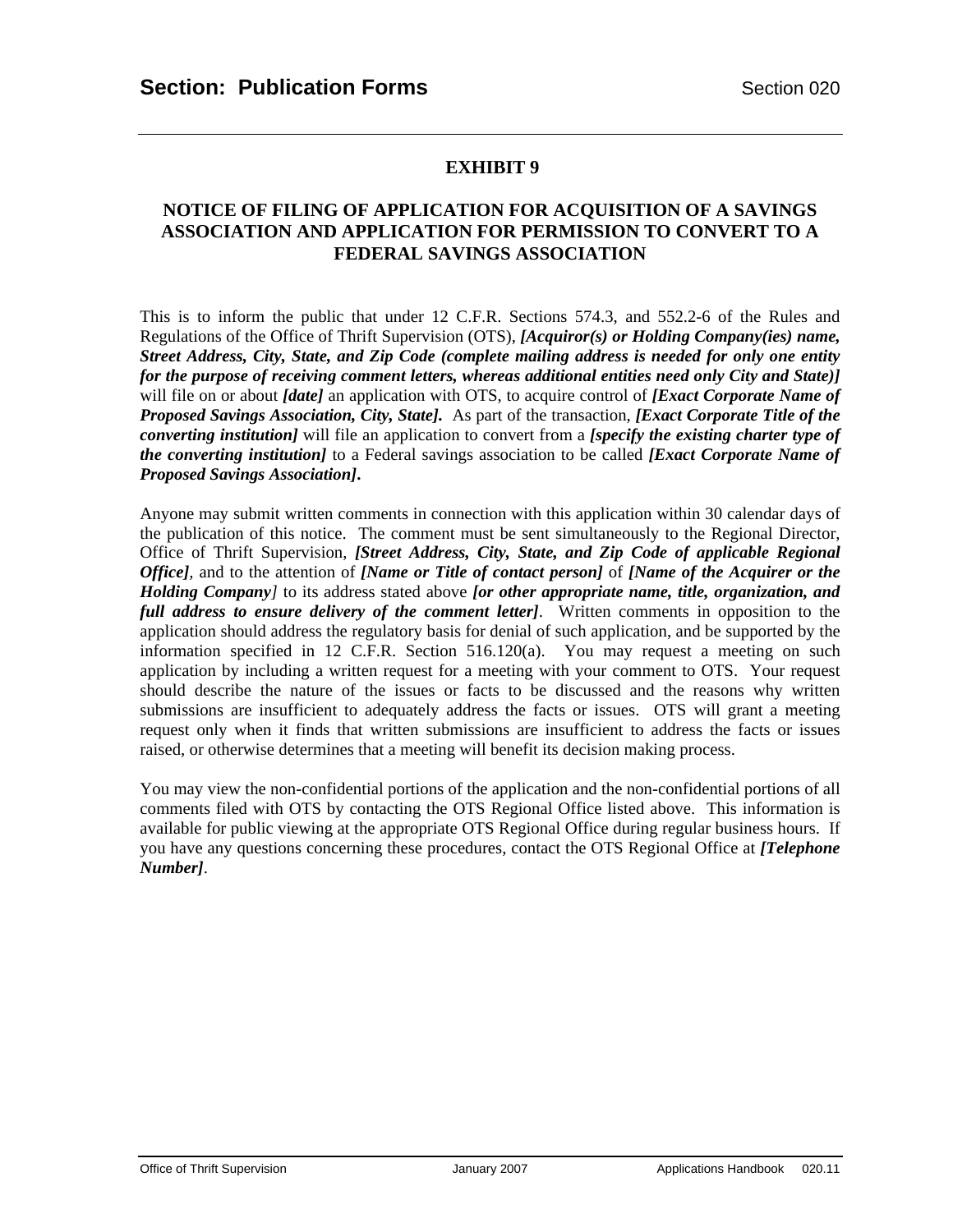## EXHIBIT 9

## NOTICE OF FILING OF APPLICATION FOR ACQUISITION OF A SAVINGS ASSOCIATION AND APPLICATION FOR PERMISSION TO CONVERT TO A FEDERAL SAVINGS ASSOCIATION

This is to inform the public that under 12 C.F.R. Sections 574.3, and 552.2-6 of the Rules and Regulations of the Office of Thrift Supervision (OTS), ***[Acquiror(s) or Holding Company(ies) name, Street Address, City, State, and Zip Code (complete mailing address is needed for only one entity for the purpose of receiving comment letters, whereas additional entities need only City and State)]*** will file on or about ***[date]*** an application with OTS, to acquire control of ***[Exact Corporate Name of Proposed Savings Association, City, State].*** As part of the transaction, ***[Exact Corporate Title of the converting institution]*** will file an application to convert from a ***[specify the existing charter type of the converting institution]*** to a Federal savings association to be called ***[Exact Corporate Name of Proposed Savings Association].***

Anyone may submit written comments in connection with this application within 30 calendar days of the publication of this notice. The comment must be sent simultaneously to the Regional Director, Office of Thrift Supervision, ***[Street Address, City, State, and Zip Code of applicable Regional Office]***, and to the attention of ***[Name or Title of contact person]*** of ***[Name of the Acquirer or the Holding Company]*** to its address stated above ***[or other appropriate name, title, organization, and full address to ensure delivery of the comment letter]***. Written comments in opposition to the application should address the regulatory basis for denial of such application, and be supported by the information specified in 12 C.F.R. Section 516.120(a). You may request a meeting on such application by including a written request for a meeting with your comment to OTS. Your request should describe the nature of the issues or facts to be discussed and the reasons why written submissions are insufficient to adequately address the facts or issues. OTS will grant a meeting request only when it finds that written submissions are insufficient to address the facts or issues raised, or otherwise determines that a meeting will benefit its decision making process.

You may view the non-confidential portions of the application and the non-confidential portions of all comments filed with OTS by contacting the OTS Regional Office listed above. This information is available for public viewing at the appropriate OTS Regional Office during regular business hours. If you have any questions concerning these procedures, contact the OTS Regional Office at ***[Telephone Number]***.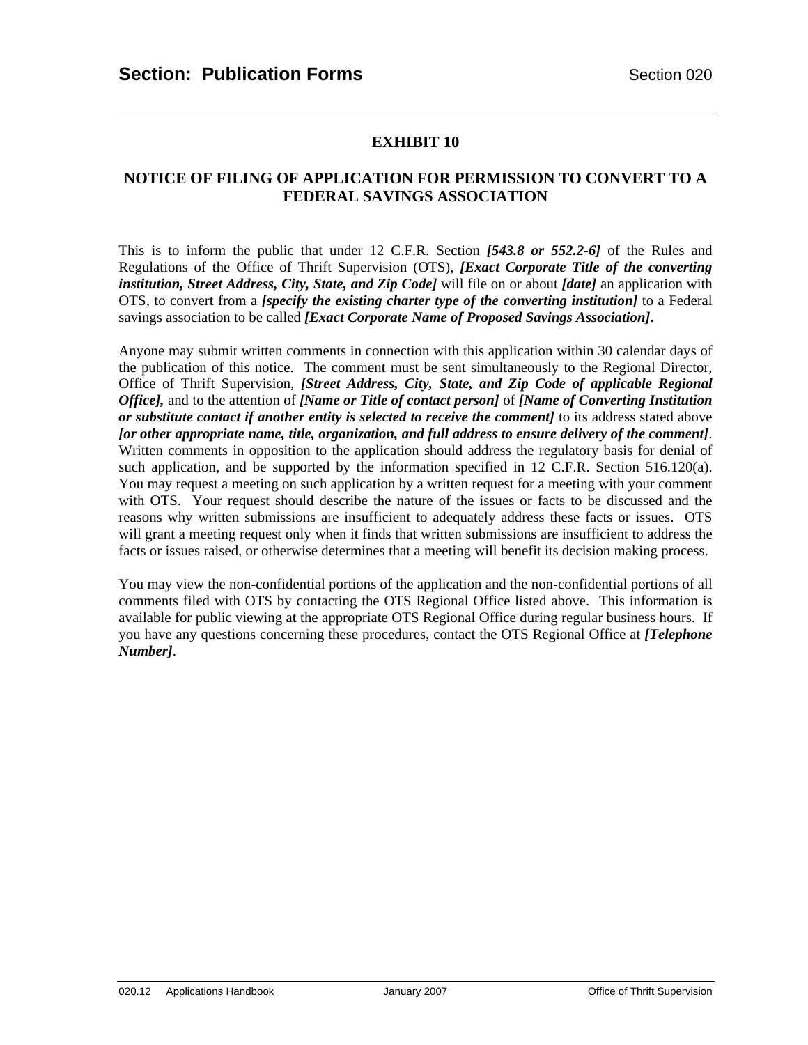# EXHIBIT 10

## NOTICE OF FILING OF APPLICATION FOR PERMISSION TO CONVERT TO A FEDERAL SAVINGS ASSOCIATION

This is to inform the public that under 12 C.F.R. Section ***[543.8 or 552.2-6]*** of the Rules and Regulations of the Office of Thrift Supervision (OTS), ***[Exact Corporate Title of the converting institution, Street Address, City, State, and Zip Code]*** will file on or about ***[date]*** an application with OTS, to convert from a ***[specify the existing charter type of the converting institution]*** to a Federal savings association to be called ***[Exact Corporate Name of Proposed Savings Association]*****.**

Anyone may submit written comments in connection with this application within 30 calendar days of the publication of this notice. The comment must be sent simultaneously to the Regional Director, Office of Thrift Supervision, ***[Street Address, City, State, and Zip Code of applicable Regional Office]*****,** and to the attention of ***[Name or Title of contact person]*** of ***[Name of Converting Institution or substitute contact if another entity is selected to receive the comment]*** to its address stated above ***[or other appropriate name, title, organization, and full address to ensure delivery of the comment]***. Written comments in opposition to the application should address the regulatory basis for denial of such application, and be supported by the information specified in 12 C.F.R. Section 516.120(a). You may request a meeting on such application by a written request for a meeting with your comment with OTS. Your request should describe the nature of the issues or facts to be discussed and the reasons why written submissions are insufficient to adequately address these facts or issues. OTS will grant a meeting request only when it finds that written submissions are insufficient to address the facts or issues raised, or otherwise determines that a meeting will benefit its decision making process.

You may view the non-confidential portions of the application and the non-confidential portions of all comments filed with OTS by contacting the OTS Regional Office listed above. This information is available for public viewing at the appropriate OTS Regional Office during regular business hours. If you have any questions concerning these procedures, contact the OTS Regional Office at ***[Telephone Number]***.